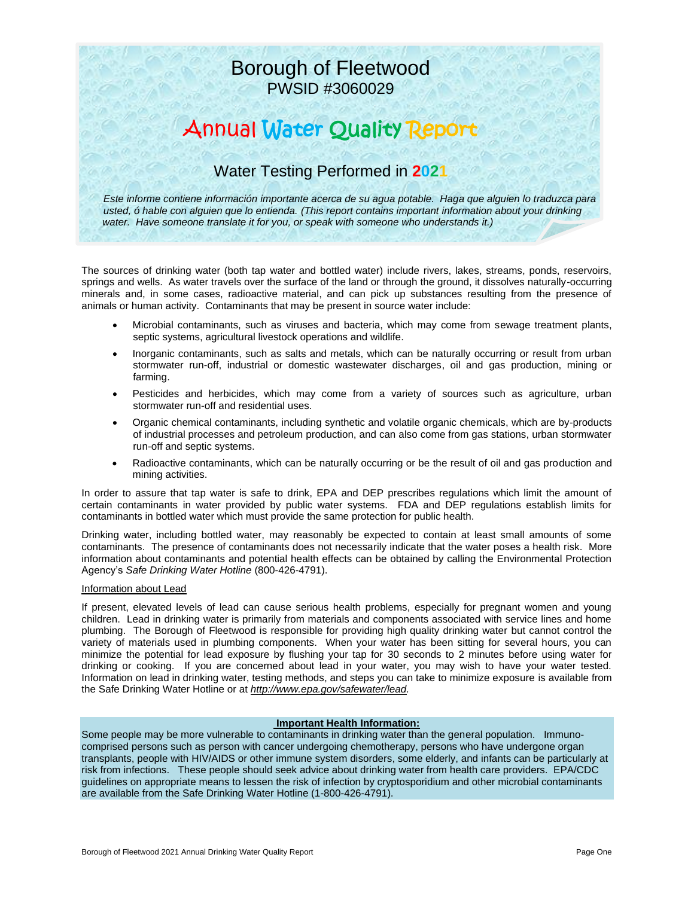# Borough of Fleetwood

PWSID #3060029

# Annual Water Quality Report

## Water Testing Performed in 2021

*Este informe contiene información importante acerca de su agua potable. Haga que alguien lo traduzca para usted, ó hable con alguien que lo entienda. (This report contains important information about your drinking water. Have someone translate it for you, or speak with someone who understands it.)*

The sources of drinking water (both tap water and bottled water) include rivers, lakes, streams, ponds, reservoirs, springs and wells. As water travels over the surface of the land or through the ground, it dissolves naturally-occurring minerals and, in some cases, radioactive material, and can pick up substances resulting from the presence of animals or human activity. Contaminants that may be present in source water include:

- Microbial contaminants, such as viruses and bacteria, which may come from sewage treatment plants, septic systems, agricultural livestock operations and wildlife.
- Inorganic contaminants, such as salts and metals, which can be naturally occurring or result from urban stormwater run-off, industrial or domestic wastewater discharges, oil and gas production, mining or farming.
- Pesticides and herbicides, which may come from a variety of sources such as agriculture, urban stormwater run-off and residential uses.
- Organic chemical contaminants, including synthetic and volatile organic chemicals, which are by-products of industrial processes and petroleum production, and can also come from gas stations, urban stormwater run-off and septic systems.
- Radioactive contaminants, which can be naturally occurring or be the result of oil and gas production and mining activities.

In order to assure that tap water is safe to drink, EPA and DEP prescribes regulations which limit the amount of certain contaminants in water provided by public water systems. FDA and DEP regulations establish limits for contaminants in bottled water which must provide the same protection for public health.

Drinking water, including bottled water, may reasonably be expected to contain at least small amounts of some contaminants. The presence of contaminants does not necessarily indicate that the water poses a health risk. More information about contaminants and potential health effects can be obtained by calling the Environmental Protection Agency's *Safe Drinking Water Hotline* (800-426-4791).

### Information about Lead

If present, elevated levels of lead can cause serious health problems, especially for pregnant women and young children. Lead in drinking water is primarily from materials and components associated with service lines and home plumbing. The Borough of Fleetwood is responsible for providing high quality drinking water but cannot control the variety of materials used in plumbing components. When your water has been sitting for several hours, you can minimize the potential for lead exposure by flushing your tap for 30 seconds to 2 minutes before using water for drinking or cooking. If you are concerned about lead in your water, you may wish to have your water tested. Information on lead in drinking water, testing methods, and steps you can take to minimize exposure is available from the Safe Drinking Water Hotline or at *http://www.epa.gov/safewater/lead*.

### Important Health Information:

Some people may be more vulnerable to contaminants in drinking water than the general population. Immuno-comprised persons such as person with cancer undergoing chemotherapy, persons who have undergone organ transplants, people with HIV/AIDS or other immune system disorders, some elderly, and infants can be particularly at risk from infections. These people should seek advice about drinking water from health care providers. EPA/CDC guidelines on appropriate means to lessen the risk of infection by cryptosporidium and other microbial contaminants are available from the Safe Drinking Water Hotline (1-800-426-4791).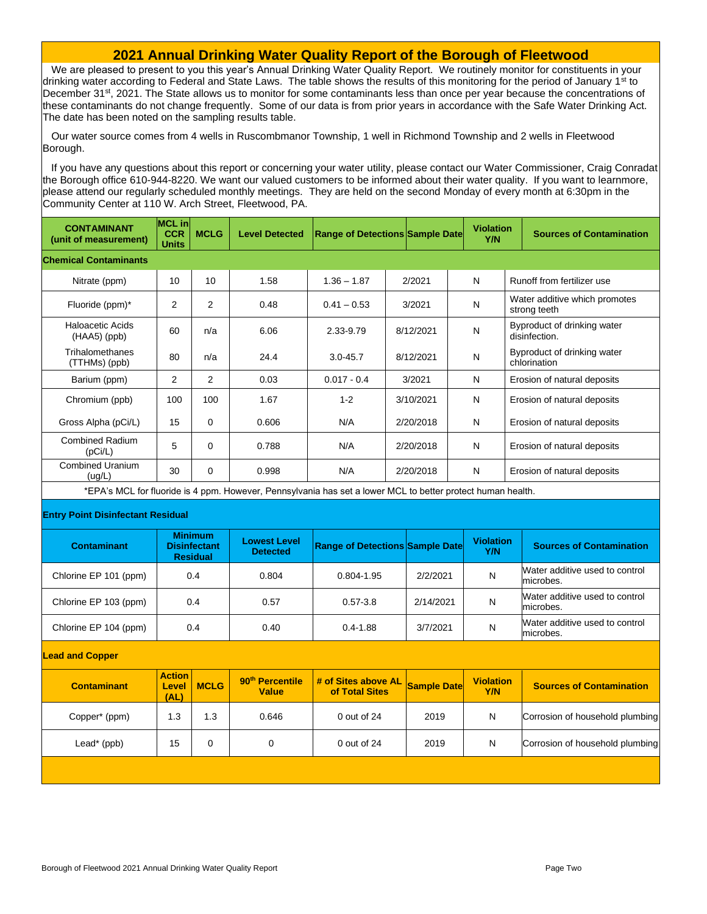# 2021 Annual Drinking Water Quality Report of the Borough of Fleetwood

We are pleased to present to you this year's Annual Drinking Water Quality Report. We routinely monitor for constituents in your drinking water according to Federal and State Laws. The table shows the results of this monitoring for the period of January 1st to December 31st, 2021. The State allows us to monitor for some contaminants less than once per year because the concentrations of these contaminants do not change frequently. Some of our data is from prior years in accordance with the Safe Water Drinking Act. The date has been noted on the sampling results table.

Our water source comes from 4 wells in Ruscombmanor Township, 1 well in Richmond Township and 2 wells in Fleetwood Borough.

If you have any questions about this report or concerning your water utility, please contact our Water Commissioner, Craig Conradat the Borough office 610-944-8220. We want our valued customers to be informed about their water quality. If you want to learnmore, please attend our regularly scheduled monthly meetings. They are held on the second Monday of every month at 6:30pm in the Community Center at 110 W. Arch Street, Fleetwood, PA.

| CONTAMINANT (unit of measurement) | MCL in CCR Units | MCLG | Level Detected | Range of Detections | Sample Date | Violation Y/N | Sources of Contamination |
|---|---|---|---|---|---|---|---|
| **Chemical Contaminants** | | | | | | | |
| Nitrate (ppm) | 10 | 10 | 1.58 | 1.36 – 1.87 | 2/2021 | N | Runoff from fertilizer use |
| Fluoride (ppm)* | 2 | 2 | 0.48 | 0.41 – 0.53 | 3/2021 | N | Water additive which promotes strong teeth |
| Haloacetic Acids (HAA5) (ppb) | 60 | n/a | 6.06 | 2.33-9.79 | 8/12/2021 | N | Byproduct of drinking water disinfection. |
| Trihalomethanes (TTHMs) (ppb) | 80 | n/a | 24.4 | 3.0-45.7 | 8/12/2021 | N | Byproduct of drinking water chlorination |
| Barium (ppm) | 2 | 2 | 0.03 | 0.017 - 0.4 | 3/2021 | N | Erosion of natural deposits |
| Chromium (ppb) | 100 | 100 | 1.67 | 1-2 | 3/10/2021 | N | Erosion of natural deposits |
| Gross Alpha (pCi/L) | 15 | 0 | 0.606 | N/A | 2/20/2018 | N | Erosion of natural deposits |
| Combined Radium (pCi/L) | 5 | 0 | 0.788 | N/A | 2/20/2018 | N | Erosion of natural deposits |
| Combined Uranium (ug/L) | 30 | 0 | 0.998 | N/A | 2/20/2018 | N | Erosion of natural deposits |

*EPA's MCL for fluoride is 4 ppm. However, Pennsylvania has set a lower MCL to better protect human health.

**Entry Point Disinfectant Residual**

| Contaminant | Minimum Disinfectant Residual | Lowest Level Detected | Range of Detections | Sample Date | Violation Y/N | Sources of Contamination |
|---|---|---|---|---|---|---|
| Chlorine EP 101 (ppm) | 0.4 | 0.804 | 0.804-1.95 | 2/2/2021 | N | Water additive used to control microbes. |
| Chlorine EP 103 (ppm) | 0.4 | 0.57 | 0.57-3.8 | 2/14/2021 | N | Water additive used to control microbes. |
| Chlorine EP 104 (ppm) | 0.4 | 0.40 | 0.4-1.88 | 3/7/2021 | N | Water additive used to control microbes. |

**Lead and Copper**

| Contaminant | Action Level (AL) | MCLG | 90th Percentile Value | # of Sites above AL of Total Sites | Sample Date | Violation Y/N | Sources of Contamination |
|---|---|---|---|---|---|---|---|
| Copper* (ppm) | 1.3 | 1.3 | 0.646 | 0 out of 24 | 2019 | N | Corrosion of household plumbing |
| Lead* (ppb) | 15 | 0 | 0 | 0 out of 24 | 2019 | N | Corrosion of household plumbing |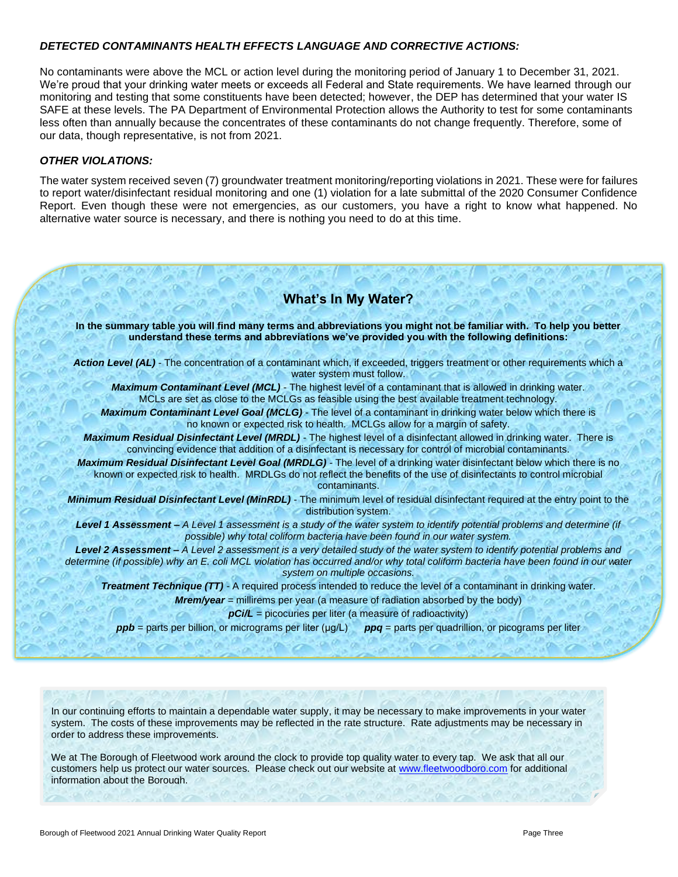### *DETECTED CONTAMINANTS HEALTH EFFECTS LANGUAGE AND CORRECTIVE ACTIONS:*

No contaminants were above the MCL or action level during the monitoring period of January 1 to December 31, 2021. We're proud that your drinking water meets or exceeds all Federal and State requirements. We have learned through our monitoring and testing that some constituents have been detected; however, the DEP has determined that your water IS SAFE at these levels. The PA Department of Environmental Protection allows the Authority to test for some contaminants less often than annually because the concentrates of these contaminants do not change frequently. Therefore, some of our data, though representative, is not from 2021.

### *OTHER VIOLATIONS:*

The water system received seven (7) groundwater treatment monitoring/reporting violations in 2021. These were for failures to report water/disinfectant residual monitoring and one (1) violation for a late submittal of the 2020 Consumer Confidence Report. Even though these were not emergencies, as our customers, you have a right to know what happened. No alternative water source is necessary, and there is nothing you need to do at this time.

## What's In My Water?

**In the summary table you will find many terms and abbreviations you might not be familiar with. To help you better understand these terms and abbreviations we've provided you with the following definitions:**

***Action Level (AL)*** - The concentration of a contaminant which, if exceeded, triggers treatment or other requirements which a water system must follow.

***Maximum Contaminant Level (MCL)*** - The highest level of a contaminant that is allowed in drinking water. MCLs are set as close to the MCLGs as feasible using the best available treatment technology.

***Maximum Contaminant Level Goal (MCLG)*** - The level of a contaminant in drinking water below which there is no known or expected risk to health. MCLGs allow for a margin of safety.

***Maximum Residual Disinfectant Level (MRDL)*** - The highest level of a disinfectant allowed in drinking water. There is convincing evidence that addition of a disinfectant is necessary for control of microbial contaminants.

***Maximum Residual Disinfectant Level Goal (MRDLG)*** - The level of a drinking water disinfectant below which there is no known or expected risk to health. MRDLGs do not reflect the benefits of the use of disinfectants to control microbial contaminants.

***Minimum Residual Disinfectant Level (MinRDL)*** - The minimum level of residual disinfectant required at the entry point to the distribution system.

***Level 1 Assessment –*** *A Level 1 assessment is a study of the water system to identify potential problems and determine (if possible) why total coliform bacteria have been found in our water system.*

***Level 2 Assessment –*** *A Level 2 assessment is a very detailed study of the water system to identify potential problems and determine (if possible) why an E. coli MCL violation has occurred and/or why total coliform bacteria have been found in our water system on multiple occasions.*

***Treatment Technique (TT)*** - A required process intended to reduce the level of a contaminant in drinking water.

***Mrem/year*** = millirems per year (a measure of radiation absorbed by the body)

***pCi/L*** = picocuries per liter (a measure of radioactivity)

***ppb*** = parts per billion, or micrograms per liter (µg/L) ***ppq*** = parts per quadrillion, or picograms per liter

In our continuing efforts to maintain a dependable water supply, it may be necessary to make improvements in your water system. The costs of these improvements may be reflected in the rate structure. Rate adjustments may be necessary in order to address these improvements.

We at The Borough of Fleetwood work around the clock to provide top quality water to every tap. We ask that all our customers help us protect our water sources. Please check out our website at www.fleetwoodboro.com for additional information about the Borough.